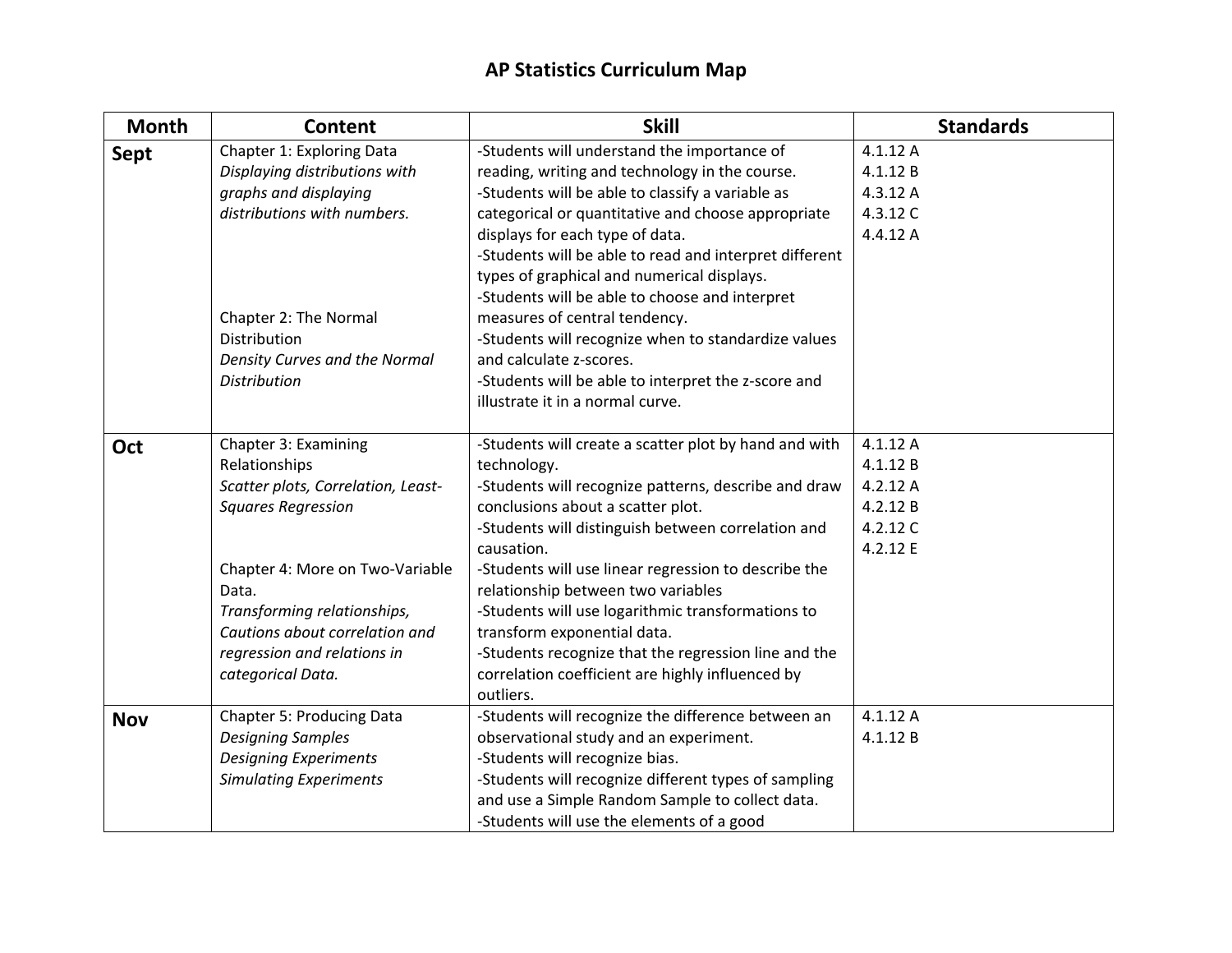# AP Statistics Curriculum Map

| Month | Content | Skill | Standards |
|---|---|---|---|
| **Sept** | Chapter 1: Exploring Data<br>*Displaying distributions with graphs and displaying distributions with numbers.*<br><br>Chapter 2: The Normal Distribution<br>*Density Curves and the Normal Distribution* | -Students will understand the importance of reading, writing and technology in the course.<br>-Students will be able to classify a variable as categorical or quantitative and choose appropriate displays for each type of data.<br>-Students will be able to read and interpret different types of graphical and numerical displays.<br>-Students will be able to choose and interpret measures of central tendency.<br>-Students will recognize when to standardize values and calculate z-scores.<br>-Students will be able to interpret the z-score and illustrate it in a normal curve. | 4.1.12 A<br>4.1.12 B<br>4.3.12 A<br>4.3.12 C<br>4.4.12 A |
| **Oct** | Chapter 3: Examining Relationships<br>*Scatter plots, Correlation, Least-Squares Regression*<br><br>Chapter 4: More on Two-Variable Data.<br>*Transforming relationships, Cautions about correlation and regression and relations in categorical Data.* | -Students will create a scatter plot by hand and with technology.<br>-Students will recognize patterns, describe and draw conclusions about a scatter plot.<br>-Students will distinguish between correlation and causation.<br>-Students will use linear regression to describe the relationship between two variables<br>-Students will use logarithmic transformations to transform exponential data.<br>-Students recognize that the regression line and the correlation coefficient are highly influenced by outliers. | 4.1.12 A<br>4.1.12 B<br>4.2.12 A<br>4.2.12 B<br>4.2.12 C<br>4.2.12 E |
| **Nov** | Chapter 5: Producing Data<br>*Designing Samples*<br>*Designing Experiments*<br>*Simulating Experiments* | -Students will recognize the difference between an observational study and an experiment.<br>-Students will recognize bias.<br>-Students will recognize different types of sampling and use a Simple Random Sample to collect data.<br>-Students will use the elements of a good | 4.1.12 A<br>4.1.12 B |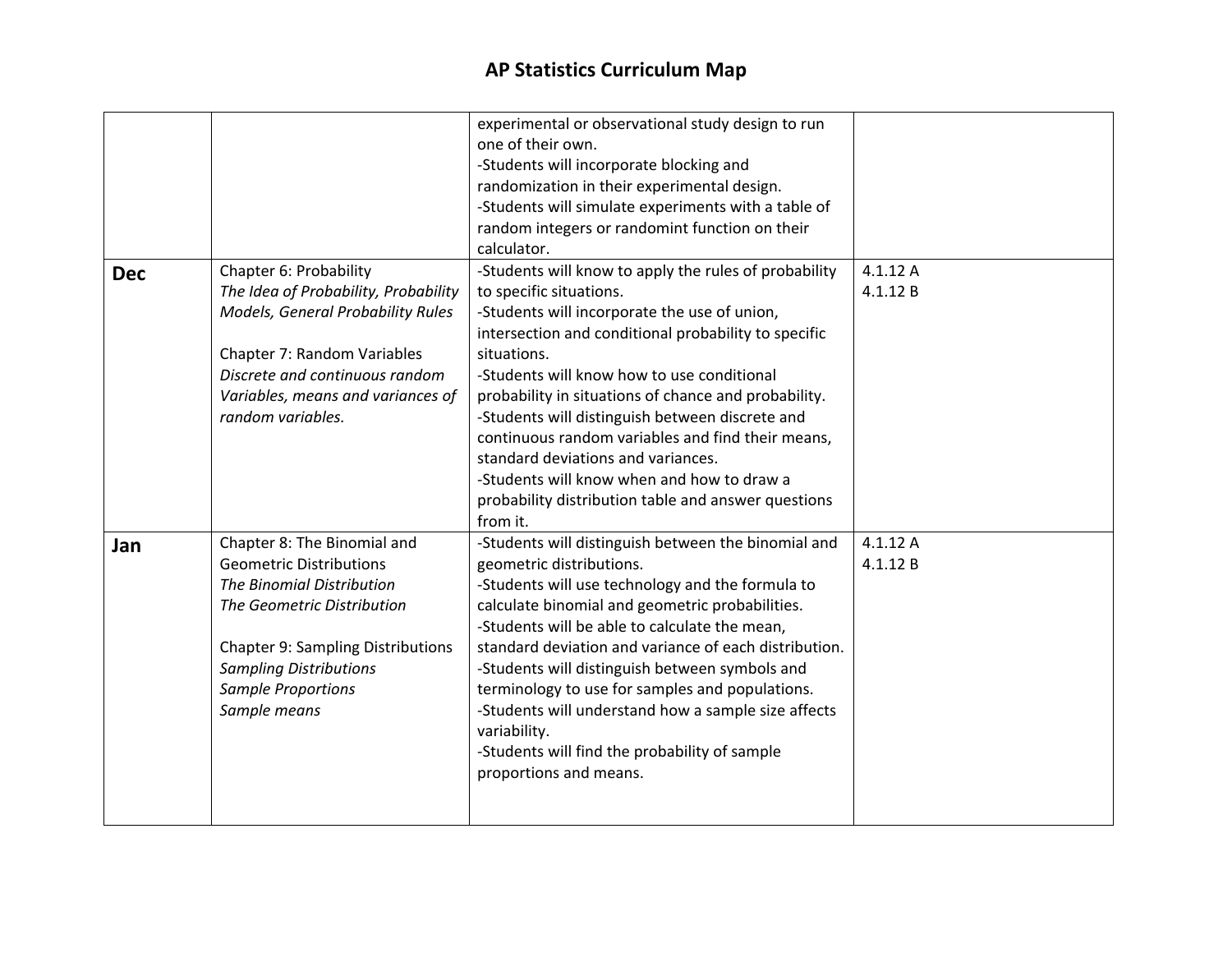# AP Statistics Curriculum Map

| | | | |
|---|---|---|---|
| | | experimental or observational study design to run one of their own.<br>-Students will incorporate blocking and randomization in their experimental design.<br>-Students will simulate experiments with a table of random integers or randomint function on their calculator. | |
| **Dec** | Chapter 6: Probability<br>*The Idea of Probability, Probability Models, General Probability Rules*<br><br>Chapter 7: Random Variables<br>*Discrete and continuous random Variables, means and variances of random variables.* | -Students will know to apply the rules of probability to specific situations.<br>-Students will incorporate the use of union, intersection and conditional probability to specific situations.<br>-Students will know how to use conditional probability in situations of chance and probability.<br>-Students will distinguish between discrete and continuous random variables and find their means, standard deviations and variances.<br>-Students will know when and how to draw a probability distribution table and answer questions from it. | 4.1.12 A<br>4.1.12 B |
| **Jan** | Chapter 8: The Binomial and Geometric Distributions<br>*The Binomial Distribution*<br>*The Geometric Distribution*<br><br>Chapter 9: Sampling Distributions<br>*Sampling Distributions*<br>*Sample Proportions*<br>*Sample means* | -Students will distinguish between the binomial and geometric distributions.<br>-Students will use technology and the formula to calculate binomial and geometric probabilities.<br>-Students will be able to calculate the mean, standard deviation and variance of each distribution.<br>-Students will distinguish between symbols and terminology to use for samples and populations.<br>-Students will understand how a sample size affects variability.<br>-Students will find the probability of sample proportions and means. | 4.1.12 A<br>4.1.12 B |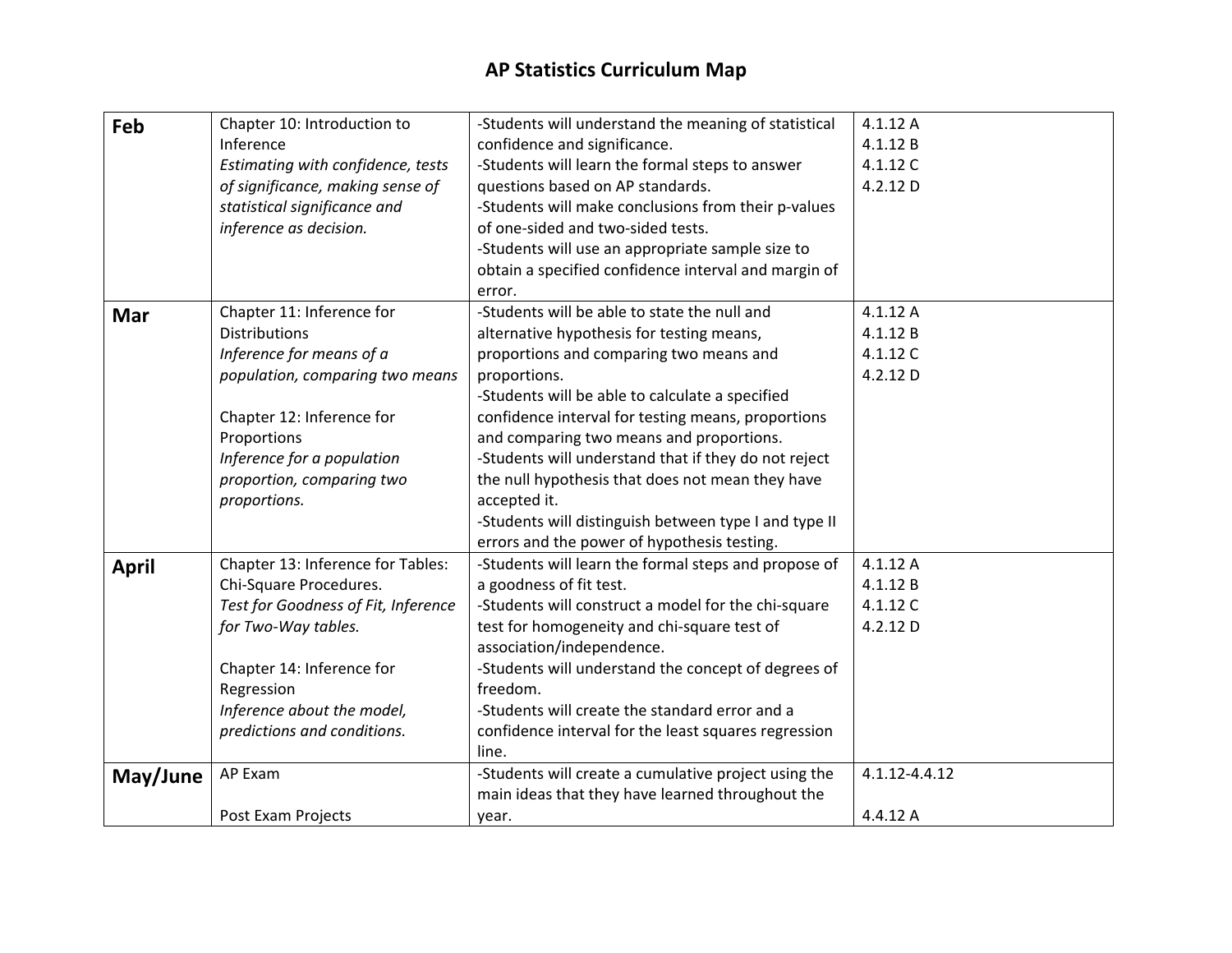# AP Statistics Curriculum Map

| | | | |
|---|---|---|---|
| **Feb** | Chapter 10: Introduction to Inference<br>*Estimating with confidence, tests of significance, making sense of statistical significance and inference as decision.* | -Students will understand the meaning of statistical confidence and significance.<br>-Students will learn the formal steps to answer questions based on AP standards.<br>-Students will make conclusions from their p-values of one-sided and two-sided tests.<br>-Students will use an appropriate sample size to obtain a specified confidence interval and margin of error. | 4.1.12 A<br>4.1.12 B<br>4.1.12 C<br>4.2.12 D |
| **Mar** | Chapter 11: Inference for Distributions<br>*Inference for means of a population, comparing two means*<br><br>Chapter 12: Inference for Proportions<br>*Inference for a population proportion, comparing two proportions.* | -Students will be able to state the null and alternative hypothesis for testing means, proportions and comparing two means and proportions.<br>-Students will be able to calculate a specified confidence interval for testing means, proportions and comparing two means and proportions.<br>-Students will understand that if they do not reject the null hypothesis that does not mean they have accepted it.<br>-Students will distinguish between type I and type II errors and the power of hypothesis testing. | 4.1.12 A<br>4.1.12 B<br>4.1.12 C<br>4.2.12 D |
| **April** | Chapter 13: Inference for Tables: Chi-Square Procedures.<br>*Test for Goodness of Fit, Inference for Two-Way tables.*<br><br>Chapter 14: Inference for Regression<br>*Inference about the model, predictions and conditions.* | -Students will learn the formal steps and propose of a goodness of fit test.<br>-Students will construct a model for the chi-square test for homogeneity and chi-square test of association/independence.<br>-Students will understand the concept of degrees of freedom.<br>-Students will create the standard error and a confidence interval for the least squares regression line. | 4.1.12 A<br>4.1.12 B<br>4.1.12 C<br>4.2.12 D |
| **May/June** | AP Exam<br><br>Post Exam Projects | -Students will create a cumulative project using the main ideas that they have learned throughout the year. | 4.1.12-4.4.12<br><br>4.4.12 A |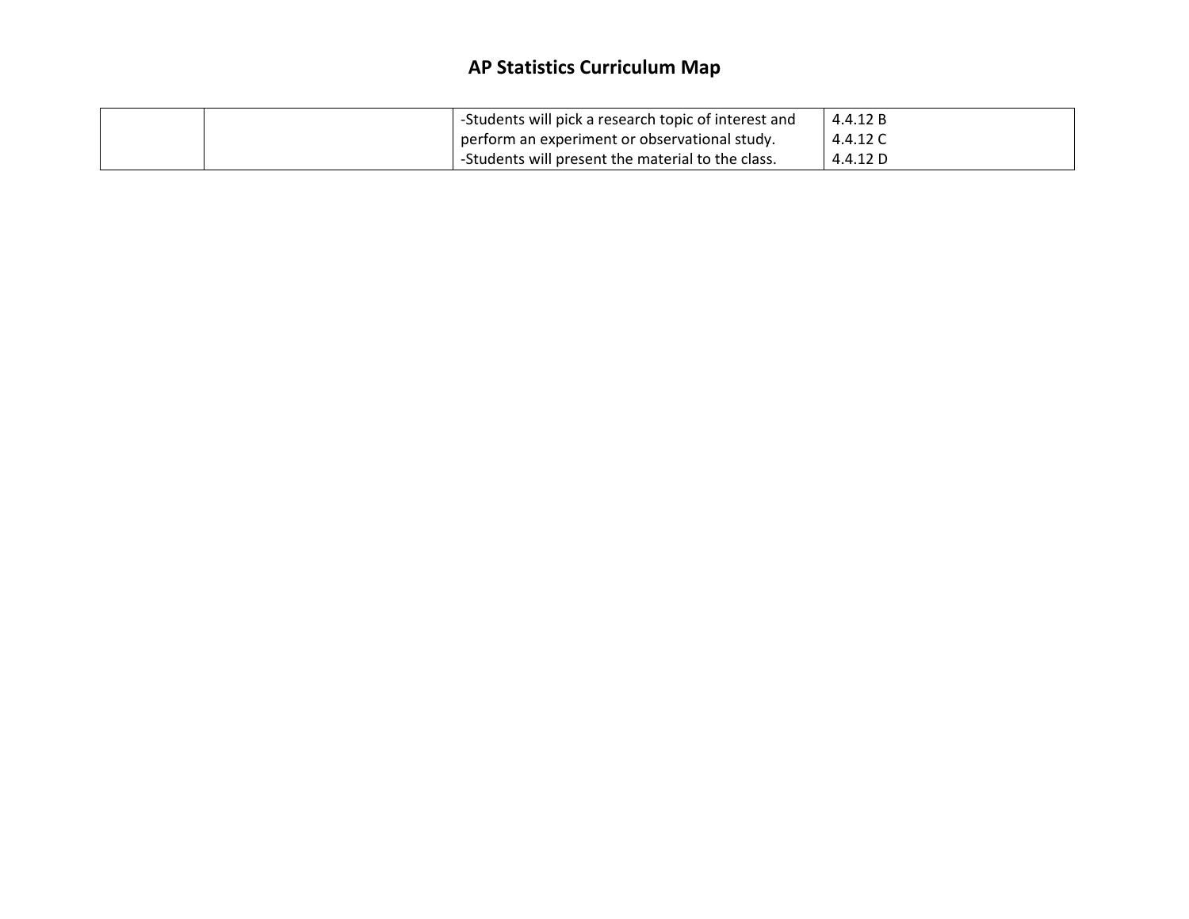# AP Statistics Curriculum Map

| | | | |
|---|---|---|---|
| | | -Students will pick a research topic of interest and perform an experiment or observational study.<br>-Students will present the material to the class. | 4.4.12 B<br>4.4.12 C<br>4.4.12 D |